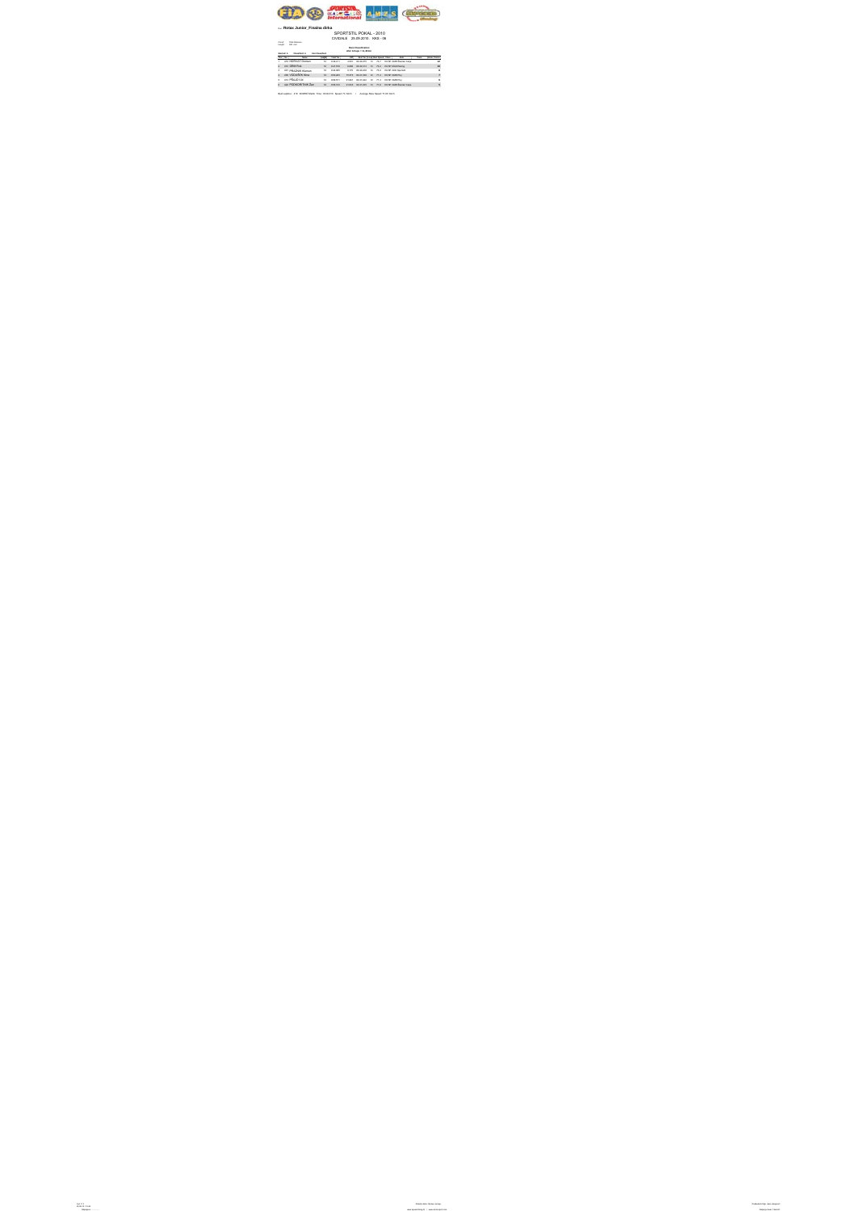## Rotax Junior_Finalna dirka

SPORTSTIL POKAL - 2010

CIVIDALE 25.09.2010 KKS - 06

**Race Classification**

| Pos | No. | Name | Laps | Total Tm | Diff | Best Tm | In Lap | Best Speed | Team | Points |
|---|---|---|---|---|---|---|---|---|---|---|
| 1 | 203 | HEROUT Dominik | 15 | | | | | | AMD Racing Kart | 25 |
| 2 | 212 | ORN Rok | 15 | | | | | | | 20 |
| 3 | 207 | FRIZZON Klemen | 15 | | | | | | | 16 |
| 4 | 204 | VOZAREK Nina | 15 | | | | | | | 13 |
| 5 | 213 | FRLEC Vid | 15 | | | | | | | 11 |
| 6 | 208 | PODGORNIK Žan | 15 | | | | | | AMD Racing Kart | 10 |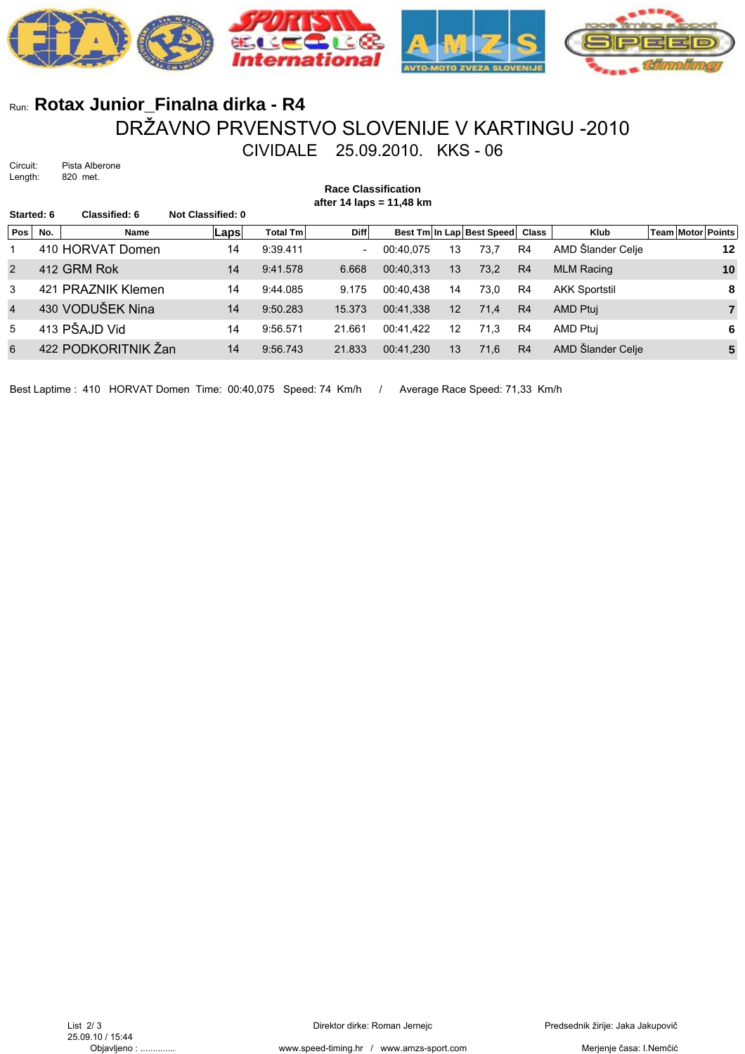Run: **Rotax Junior_Finalna dirka - R4**

# DRŽAVNO PRVENSTVO SLOVENIJE V KARTINGU -2010

## CIVIDALE 25.09.2010. KKS - 06

Circuit: Pista Alberone
Length: 820 met.

**Race Classification**
**after 14 laps = 11,48 km**

**Started: 6** **Classified: 6** **Not Classified: 0**

| Pos | No. | Name | Laps | Total Tm | Diff | Best Tm | In Lap | Best Speed | Class | Klub | Team | Motor | Points |
|---|---|---|---|---|---|---|---|---|---|---|---|---|---|
| 1 | 410 | HORVAT Domen | 14 | 9:39.411 | - | 00:40,075 | 13 | 73,7 | R4 | AMD Šlander Celje | | | 12 |
| 2 | 412 | GRM Rok | 14 | 9:41.578 | 6.668 | 00:40,313 | 13 | 73,2 | R4 | MLM Racing | | | 10 |
| 3 | 421 | PRAZNIK Klemen | 14 | 9:44.085 | 9.175 | 00:40,438 | 14 | 73,0 | R4 | AKK Sportstil | | | 8 |
| 4 | 430 | VODUŠEK Nina | 14 | 9:50.283 | 15.373 | 00:41,338 | 12 | 71,4 | R4 | AMD Ptuj | | | 7 |
| 5 | 413 | PŠAJD Vid | 14 | 9:56.571 | 21.661 | 00:41,422 | 12 | 71,3 | R4 | AMD Ptuj | | | 6 |
| 6 | 422 | PODKORITNIK Žan | 14 | 9:56.743 | 21.833 | 00:41,230 | 13 | 71,6 | R4 | AMD Šlander Celje | | | 5 |

Best Laptime : 410 HORVAT Domen Time: 00:40,075 Speed: 74 Km/h / Average Race Speed: 71,33 Km/h

List 2/ 3
25.09.10 / 15:44
Objavljeno : .............

Direktor dirke: Roman Jernejc

Predsednik žirije: Jaka Jakupovič

www.speed-timing.hr / www.amzs-sport.com

Merjenje časa: I.Nemčić